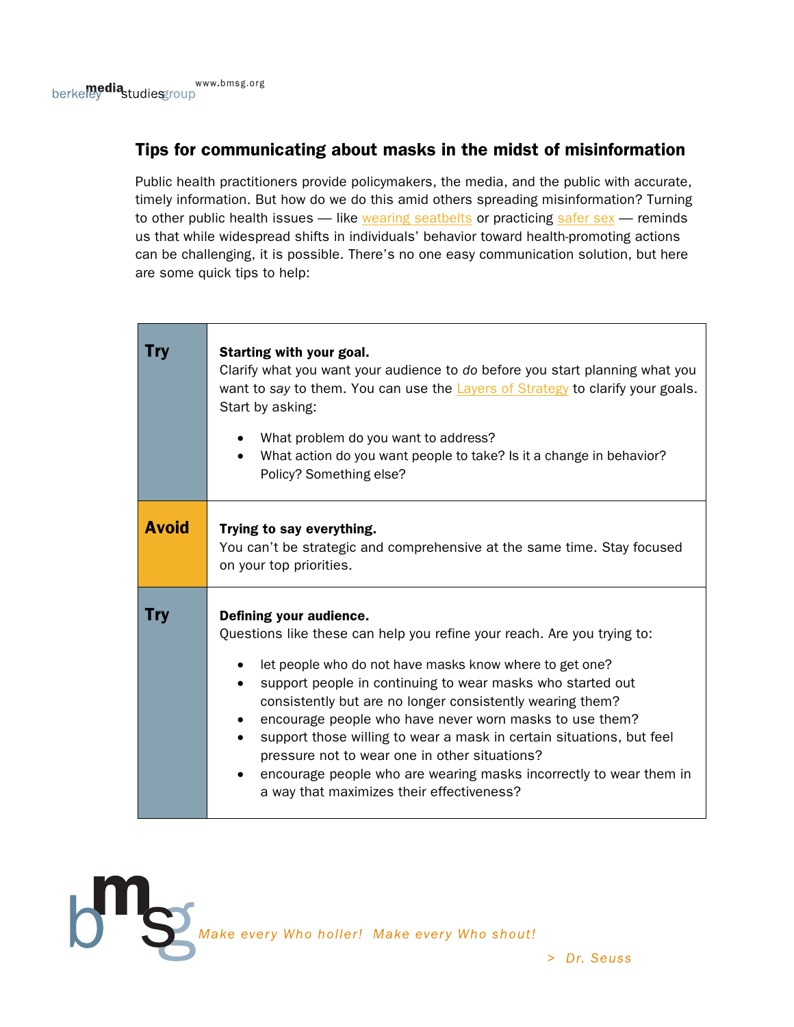# Tips for communicating about masks in the midst of misinformation

Public health practitioners provide policymakers, the media, and the public with accurate, timely information. But how do we do this amid others spreading misinformation? Turning to other public health issues — like wearing seatbelts or practicing safer sex — reminds us that while widespread shifts in individuals' behavior toward health-promoting actions can be challenging, it is possible. There's no one easy communication solution, but here are some quick tips to help:

| | |
|---|---|
| **Try** | **Starting with your goal.**<br>Clarify what you want your audience to *do* before you start planning what you want to *say* to them. You can use the Layers of Strategy to clarify your goals. Start by asking:<br>• What problem do you want to address?<br>• What action do you want people to take? Is it a change in behavior? Policy? Something else? |
| **Avoid** | **Trying to say everything.**<br>You can't be strategic and comprehensive at the same time. Stay focused on your top priorities. |
| **Try** | **Defining your audience.**<br>Questions like these can help you refine your reach. Are you trying to:<br>• let people who do not have masks know where to get one?<br>• support people in continuing to wear masks who started out consistently but are no longer consistently wearing them?<br>• encourage people who have never worn masks to use them?<br>• support those willing to wear a mask in certain situations, but feel pressure not to wear one in other situations?<br>• encourage people who are wearing masks incorrectly to wear them in a way that maximizes their effectiveness? |

*Make every Who holler! Make every Who shout!*

> Dr. Seuss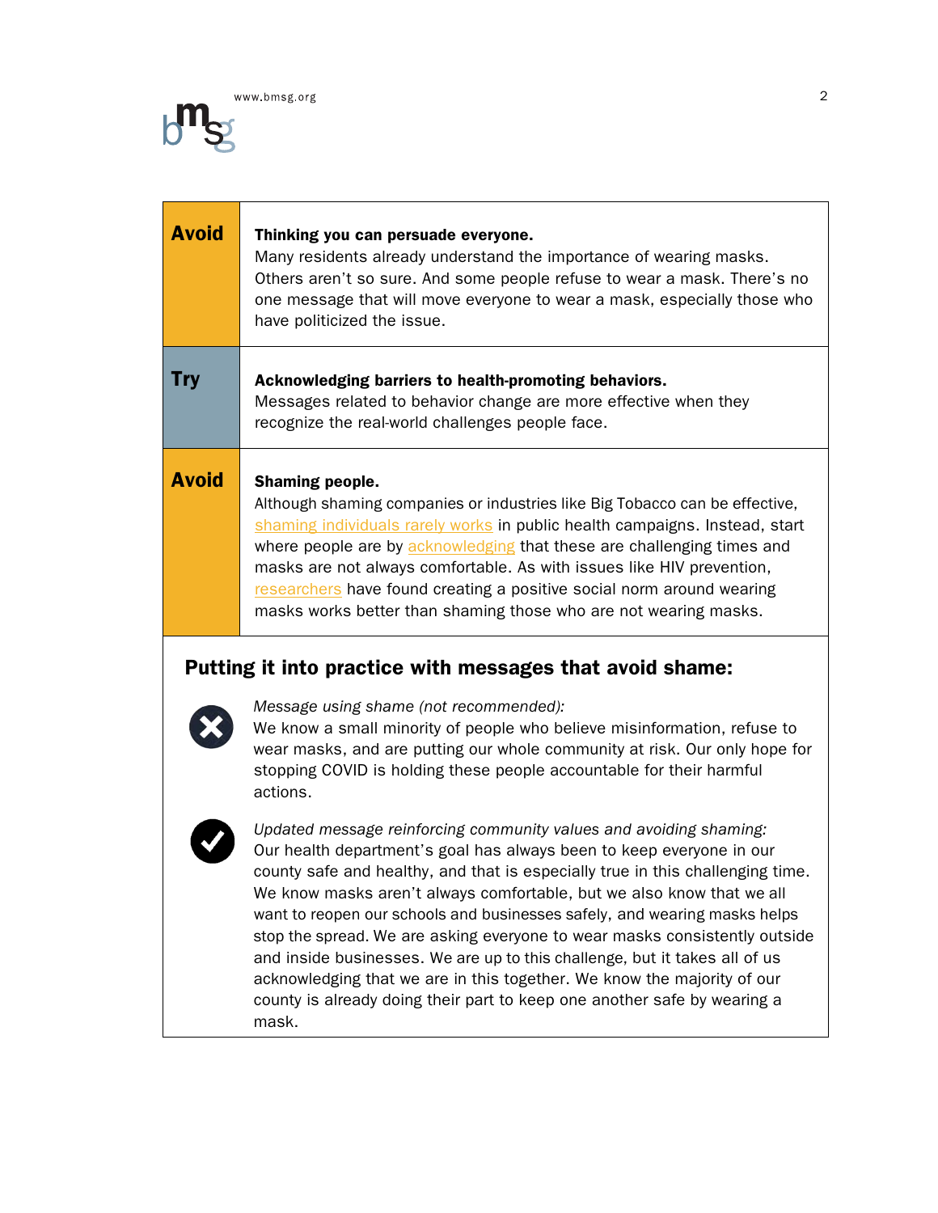| | |
|---|---|
| **Avoid** | **Thinking you can persuade everyone.** Many residents already understand the importance of wearing masks. Others aren't so sure. And some people refuse to wear a mask. There's no one message that will move everyone to wear a mask, especially those who have politicized the issue. |
| **Try** | **Acknowledging barriers to health-promoting behaviors.** Messages related to behavior change are more effective when they recognize the real-world challenges people face. |
| **Avoid** | **Shaming people.** Although shaming companies or industries like Big Tobacco can be effective, shaming individuals rarely works in public health campaigns. Instead, start where people are by acknowledging that these are challenging times and masks are not always comfortable. As with issues like HIV prevention, researchers have found creating a positive social norm around wearing masks works better than shaming those who are not wearing masks. |

## Putting it into practice with messages that avoid shame:

✗ *Message using shame (not recommended):*
We know a small minority of people who believe misinformation, refuse to wear masks, and are putting our whole community at risk. Our only hope for stopping COVID is holding these people accountable for their harmful actions.

✓ *Updated message reinforcing community values and avoiding shaming:*
Our health department's goal has always been to keep everyone in our county safe and healthy, and that is especially true in this challenging time. We know masks aren't always comfortable, but we also know that we all want to reopen our schools and businesses safely, and wearing masks helps stop the spread. We are asking everyone to wear masks consistently outside and inside businesses. We are up to this challenge, but it takes all of us acknowledging that we are in this together. We know the majority of our county is already doing their part to keep one another safe by wearing a mask.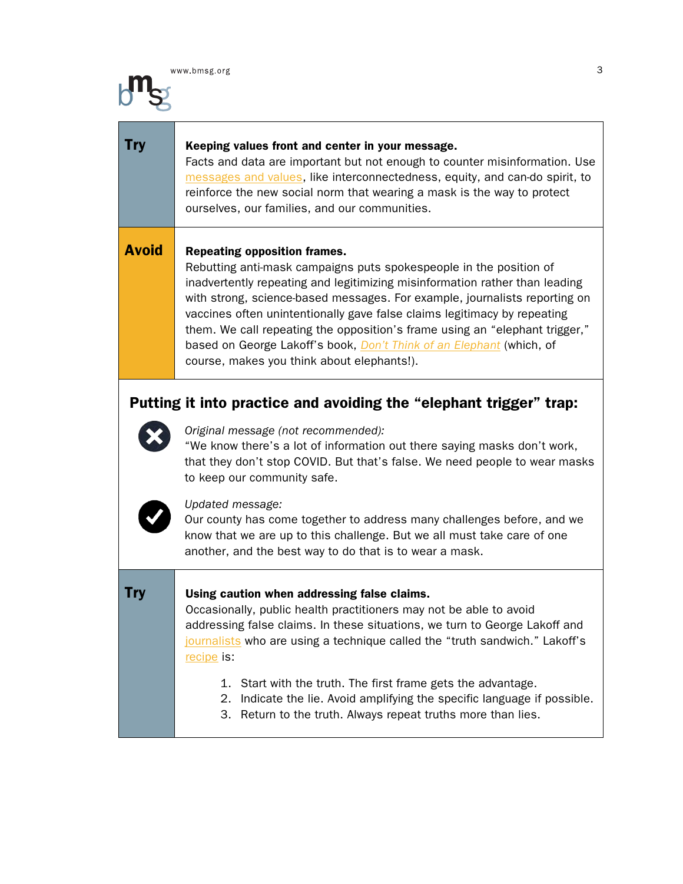**Try**

**Keeping values front and center in your message.**
Facts and data are important but not enough to counter misinformation. Use messages and values, like interconnectedness, equity, and can-do spirit, to reinforce the new social norm that wearing a mask is the way to protect ourselves, our families, and our communities.

**Avoid**

**Repeating opposition frames.**
Rebutting anti-mask campaigns puts spokespeople in the position of inadvertently repeating and legitimizing misinformation rather than leading with strong, science-based messages. For example, journalists reporting on vaccines often unintentionally gave false claims legitimacy by repeating them. We call repeating the opposition's frame using an "elephant trigger," based on George Lakoff's book, *Don't Think of an Elephant* (which, of course, makes you think about elephants!).

## Putting it into practice and avoiding the "elephant trigger" trap:

✖ *Original message (not recommended):*
"We know there's a lot of information out there saying masks don't work, that they don't stop COVID. But that's false. We need people to wear masks to keep our community safe.

✔ *Updated message:*
Our county has come together to address many challenges before, and we know that we are up to this challenge. But we all must take care of one another, and the best way to do that is to wear a mask.

**Try**

**Using caution when addressing false claims.**
Occasionally, public health practitioners may not be able to avoid addressing false claims. In these situations, we turn to George Lakoff and journalists who are using a technique called the "truth sandwich." Lakoff's recipe is:

1. Start with the truth. The first frame gets the advantage.
2. Indicate the lie. Avoid amplifying the specific language if possible.
3. Return to the truth. Always repeat truths more than lies.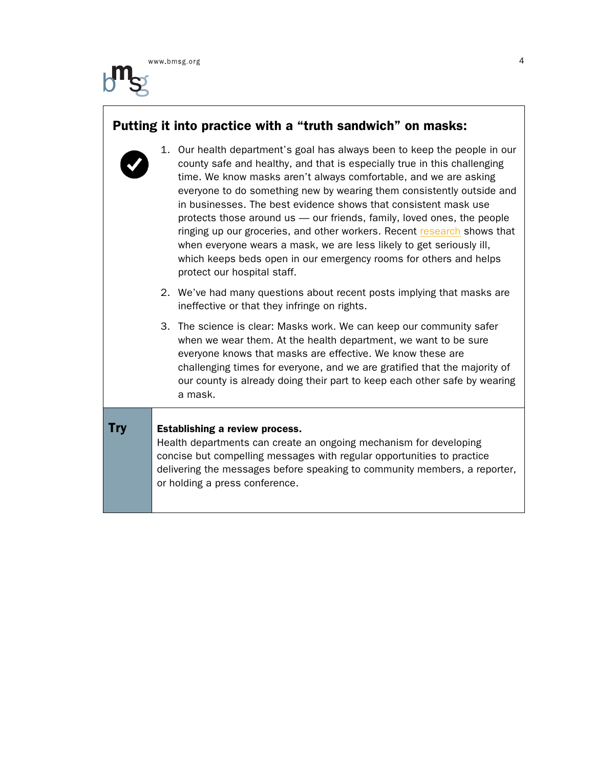## Putting it into practice with a “truth sandwich” on masks:

1. Our health department’s goal has always been to keep the people in our county safe and healthy, and that is especially true in this challenging time. We know masks aren’t always comfortable, and we are asking everyone to do something new by wearing them consistently outside and in businesses. The best evidence shows that consistent mask use protects those around us — our friends, family, loved ones, the people ringing up our groceries, and other workers. Recent research shows that when everyone wears a mask, we are less likely to get seriously ill, which keeps beds open in our emergency rooms for others and helps protect our hospital staff.
2. We’ve had many questions about recent posts implying that masks are ineffective or that they infringe on rights.
3. The science is clear: Masks work. We can keep our community safer when we wear them. At the health department, we want to be sure everyone knows that masks are effective. We know these are challenging times for everyone, and we are gratified that the majority of our county is already doing their part to keep each other safe by wearing a mask.

**Try**

**Establishing a review process.**
Health departments can create an ongoing mechanism for developing concise but compelling messages with regular opportunities to practice delivering the messages before speaking to community members, a reporter, or holding a press conference.